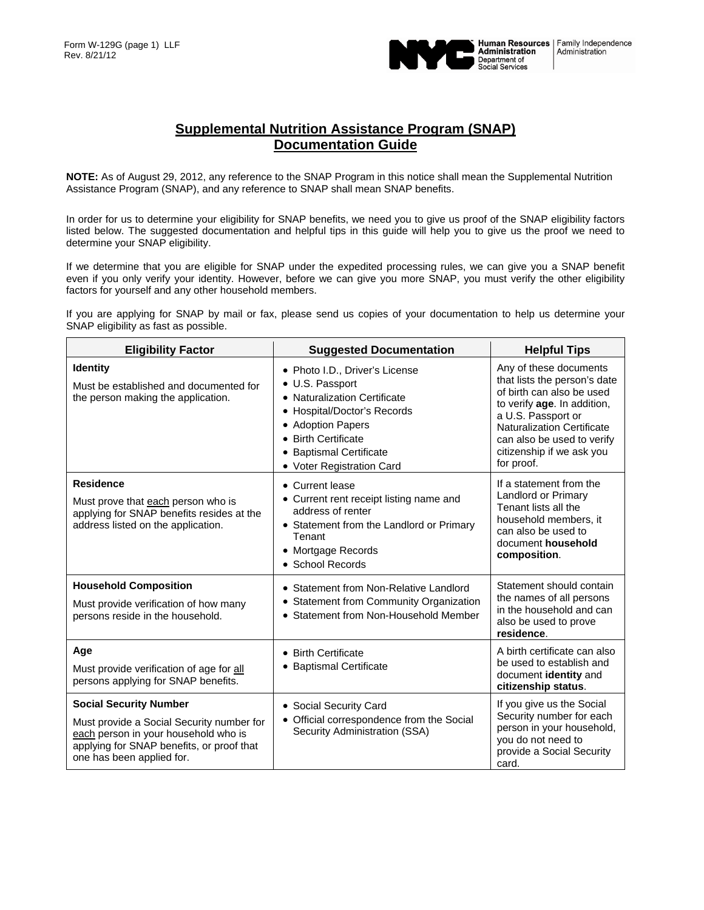Form W-129G (page 1) LLF
Rev. 8/21/12

NYC Human Resources Administration Department of Social Services | Family Independence Administration

# Supplemental Nutrition Assistance Program (SNAP) Documentation Guide

**NOTE:** As of August 29, 2012, any reference to the SNAP Program in this notice shall mean the Supplemental Nutrition Assistance Program (SNAP), and any reference to SNAP shall mean SNAP benefits.

In order for us to determine your eligibility for SNAP benefits, we need you to give us proof of the SNAP eligibility factors listed below. The suggested documentation and helpful tips in this guide will help you to give us the proof we need to determine your SNAP eligibility.

If we determine that you are eligible for SNAP under the expedited processing rules, we can give you a SNAP benefit even if you only verify your identity. However, before we can give you more SNAP, you must verify the other eligibility factors for yourself and any other household members.

If you are applying for SNAP by mail or fax, please send us copies of your documentation to help us determine your SNAP eligibility as fast as possible.

| Eligibility Factor | Suggested Documentation | Helpful Tips |
|---|---|---|
| **Identity**<br>Must be established and documented for the person making the application. | • Photo I.D., Driver's License<br>• U.S. Passport<br>• Naturalization Certificate<br>• Hospital/Doctor's Records<br>• Adoption Papers<br>• Birth Certificate<br>• Baptismal Certificate<br>• Voter Registration Card | Any of these documents that lists the person's date of birth can also be used to verify **age**. In addition, a U.S. Passport or Naturalization Certificate can also be used to verify citizenship if we ask you for proof. |
| **Residence**<br>Must prove that each person who is applying for SNAP benefits resides at the address listed on the application. | • Current lease<br>• Current rent receipt listing name and address of renter<br>• Statement from the Landlord or Primary Tenant<br>• Mortgage Records<br>• School Records | If a statement from the Landlord or Primary Tenant lists all the household members, it can also be used to document **household composition**. |
| **Household Composition**<br>Must provide verification of how many persons reside in the household. | • Statement from Non-Relative Landlord<br>• Statement from Community Organization<br>• Statement from Non-Household Member | Statement should contain the names of all persons in the household and can also be used to prove **residence**. |
| **Age**<br>Must provide verification of age for all persons applying for SNAP benefits. | • Birth Certificate<br>• Baptismal Certificate | A birth certificate can also be used to establish and document **identity** and **citizenship status**. |
| **Social Security Number**<br>Must provide a Social Security number for each person in your household who is applying for SNAP benefits, or proof that one has been applied for. | • Social Security Card<br>• Official correspondence from the Social Security Administration (SSA) | If you give us the Social Security number for each person in your household, you do not need to provide a Social Security card. |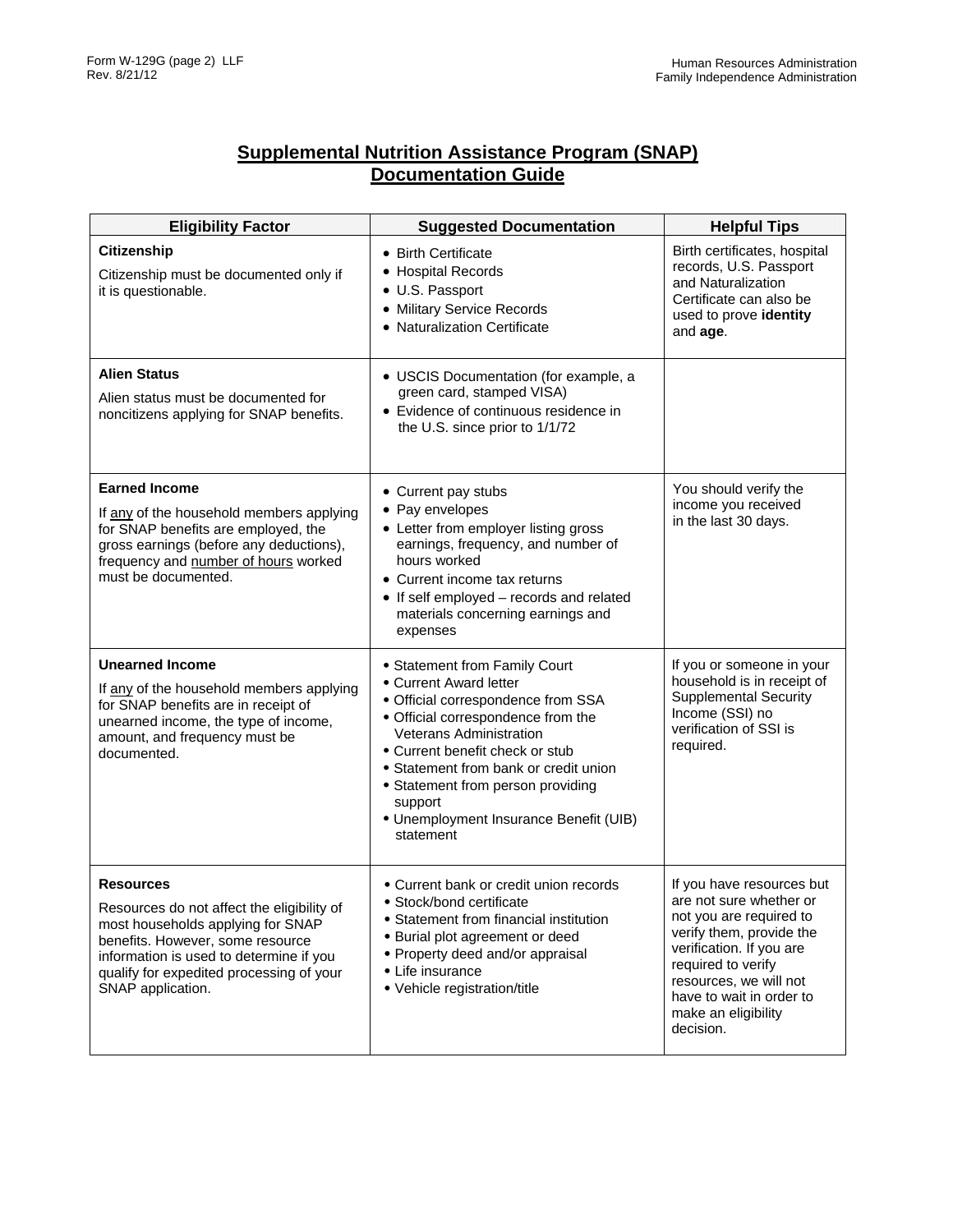## Supplemental Nutrition Assistance Program (SNAP) Documentation Guide

| Eligibility Factor | Suggested Documentation | Helpful Tips |
|---|---|---|
| **Citizenship**<br>Citizenship must be documented only if it is questionable. | • Birth Certificate<br>• Hospital Records<br>• U.S. Passport<br>• Military Service Records<br>• Naturalization Certificate | Birth certificates, hospital records, U.S. Passport and Naturalization Certificate can also be used to prove **identity** and **age**. |
| **Alien Status**<br>Alien status must be documented for noncitizens applying for SNAP benefits. | • USCIS Documentation (for example, a green card, stamped VISA)<br>• Evidence of continuous residence in the U.S. since prior to 1/1/72 | |
| **Earned Income**<br>If <u>any</u> of the household members applying for SNAP benefits are employed, the gross earnings (before any deductions), frequency and <u>number of hours</u> worked must be documented. | • Current pay stubs<br>• Pay envelopes<br>• Letter from employer listing gross earnings, frequency, and number of hours worked<br>• Current income tax returns<br>• If self employed – records and related materials concerning earnings and expenses | You should verify the income you received in the last 30 days. |
| **Unearned Income**<br>If <u>any</u> of the household members applying for SNAP benefits are in receipt of unearned income, the type of income, amount, and frequency must be documented. | • Statement from Family Court<br>• Current Award letter<br>• Official correspondence from SSA<br>• Official correspondence from the Veterans Administration<br>• Current benefit check or stub<br>• Statement from bank or credit union<br>• Statement from person providing support<br>• Unemployment Insurance Benefit (UIB) statement | If you or someone in your household is in receipt of Supplemental Security Income (SSI) no verification of SSI is required. |
| **Resources**<br>Resources do not affect the eligibility of most households applying for SNAP benefits. However, some resource information is used to determine if you qualify for expedited processing of your SNAP application. | • Current bank or credit union records<br>• Stock/bond certificate<br>• Statement from financial institution<br>• Burial plot agreement or deed<br>• Property deed and/or appraisal<br>• Life insurance<br>• Vehicle registration/title | If you have resources but are not sure whether or not you are required to verify them, provide the verification. If you are required to verify resources, we will not have to wait in order to make an eligibility decision. |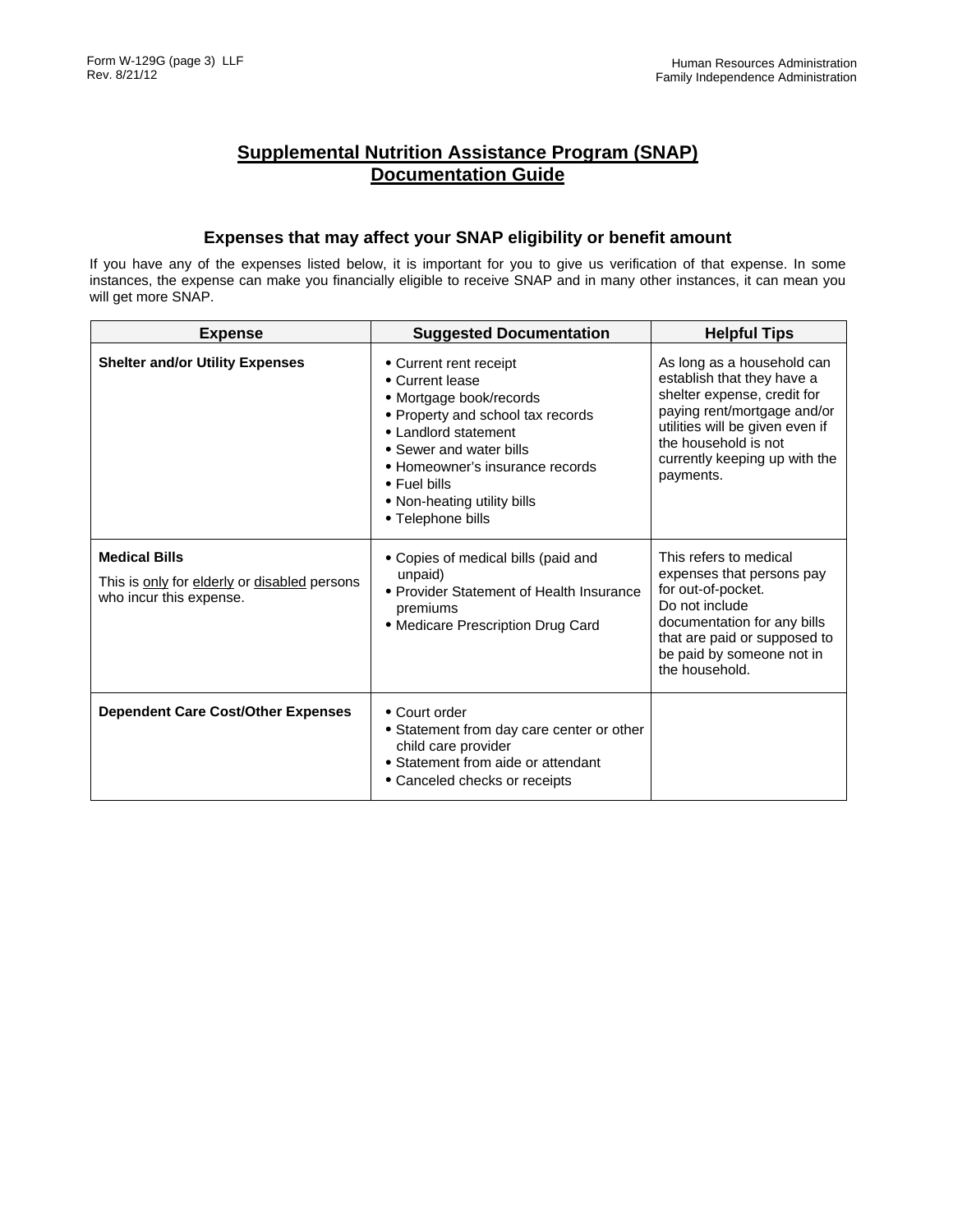# Supplemental Nutrition Assistance Program (SNAP) Documentation Guide

## Expenses that may affect your SNAP eligibility or benefit amount

If you have any of the expenses listed below, it is important for you to give us verification of that expense. In some instances, the expense can make you financially eligible to receive SNAP and in many other instances, it can mean you will get more SNAP.

| Expense | Suggested Documentation | Helpful Tips |
|---|---|---|
| **Shelter and/or Utility Expenses** | • Current rent receipt<br>• Current lease<br>• Mortgage book/records<br>• Property and school tax records<br>• Landlord statement<br>• Sewer and water bills<br>• Homeowner's insurance records<br>• Fuel bills<br>• Non-heating utility bills<br>• Telephone bills | As long as a household can establish that they have a shelter expense, credit for paying rent/mortgage and/or utilities will be given even if the household is not currently keeping up with the payments. |
| **Medical Bills**<br>This is only for elderly or disabled persons who incur this expense. | • Copies of medical bills (paid and unpaid)<br>• Provider Statement of Health Insurance premiums<br>• Medicare Prescription Drug Card | This refers to medical expenses that persons pay for out-of-pocket.<br>Do not include documentation for any bills that are paid or supposed to be paid by someone not in the household. |
| **Dependent Care Cost/Other Expenses** | • Court order<br>• Statement from day care center or other child care provider<br>• Statement from aide or attendant<br>• Canceled checks or receipts | |